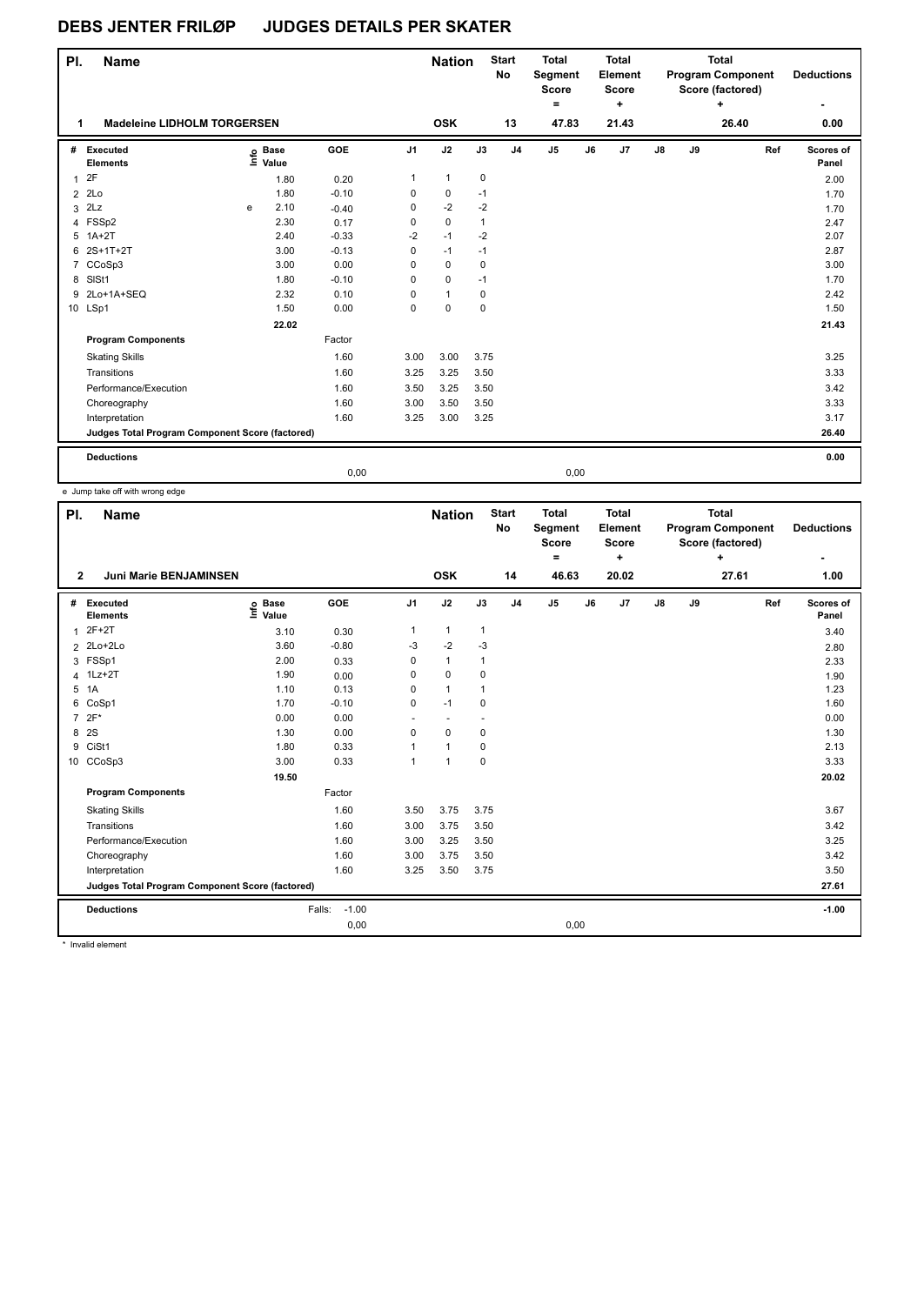# DEBS JENTER FRILØP JUDGES DETAILS PER SKATER

| Pl. | Name | Nation | Start No | Total Segment Score = | Total Element Score + | Total Program Component Score (factored) + | Deductions - |
|---|---|---|---|---|---|---|---|
| 1 | Madeleine LIDHOLM TORGERSEN | OSK | 13 | 47.83 | 21.43 | 26.40 | 0.00 |

| # | Executed Elements | Info | Base Value | GOE | J1 | J2 | J3 | J4 | J5 | J6 | J7 | J8 | J9 | Ref | Scores of Panel |
|---|---|---|---|---|---|---|---|---|---|---|---|---|---|---|---|
| 1 | 2F | | 1.80 | 0.20 | 1 | 1 | 0 | | | | | | | | 2.00 |
| 2 | 2Lo | | 1.80 | -0.10 | 0 | 0 | -1 | | | | | | | | 1.70 |
| 3 | 2Lz | e | 2.10 | -0.40 | 0 | -2 | -2 | | | | | | | | 1.70 |
| 4 | FSSp2 | | 2.30 | 0.17 | 0 | 0 | 1 | | | | | | | | 2.47 |
| 5 | 1A+2T | | 2.40 | -0.33 | -2 | -1 | -2 | | | | | | | | 2.07 |
| 6 | 2S+1T+2T | | 3.00 | -0.13 | 0 | -1 | -1 | | | | | | | | 2.87 |
| 7 | CCoSp3 | | 3.00 | 0.00 | 0 | 0 | 0 | | | | | | | | 3.00 |
| 8 | SlSt1 | | 1.80 | -0.10 | 0 | 0 | -1 | | | | | | | | 1.70 |
| 9 | 2Lo+1A+SEQ | | 2.32 | 0.10 | 0 | 1 | 0 | | | | | | | | 2.42 |
| 10 | LSp1 | | 1.50 | 0.00 | 0 | 0 | 0 | | | | | | | | 1.50 |
| | | | 22.02 | | | | | | | | | | | | 21.43 |
| | **Program Components** | | | Factor | | | | | | | | | | | |
| | Skating Skills | | | 1.60 | 3.00 | 3.00 | 3.75 | | | | | | | | 3.25 |
| | Transitions | | | 1.60 | 3.25 | 3.25 | 3.50 | | | | | | | | 3.33 |
| | Performance/Execution | | | 1.60 | 3.50 | 3.25 | 3.50 | | | | | | | | 3.42 |
| | Choreography | | | 1.60 | 3.00 | 3.50 | 3.50 | | | | | | | | 3.33 |
| | Interpretation | | | 1.60 | 3.25 | 3.00 | 3.25 | | | | | | | | 3.17 |
| | **Judges Total Program Component Score (factored)** | | | | | | | | | | | | | | 26.40 |
| | **Deductions** | | | | | | | | | | | | | | 0.00 |
| | | | | 0,00 | | | | | 0,00 | | | | | | |

e Jump take off with wrong edge

| Pl. | Name | Nation | Start No | Total Segment Score = | Total Element Score + | Total Program Component Score (factored) + | Deductions - |
|---|---|---|---|---|---|---|---|
| 2 | Juni Marie BENJAMINSEN | OSK | 14 | 46.63 | 20.02 | 27.61 | 1.00 |

| # | Executed Elements | Info | Base Value | GOE | J1 | J2 | J3 | J4 | J5 | J6 | J7 | J8 | J9 | Ref | Scores of Panel |
|---|---|---|---|---|---|---|---|---|---|---|---|---|---|---|---|
| 1 | 2F+2T | | 3.10 | 0.30 | 1 | 1 | 1 | | | | | | | | 3.40 |
| 2 | 2Lo+2Lo | | 3.60 | -0.80 | -3 | -2 | -3 | | | | | | | | 2.80 |
| 3 | FSSp1 | | 2.00 | 0.33 | 0 | 1 | 1 | | | | | | | | 2.33 |
| 4 | 1Lz+2T | | 1.90 | 0.00 | 0 | 0 | 0 | | | | | | | | 1.90 |
| 5 | 1A | | 1.10 | 0.13 | 0 | 1 | 1 | | | | | | | | 1.23 |
| 6 | CoSp1 | | 1.70 | -0.10 | 0 | -1 | 0 | | | | | | | | 1.60 |
| 7 | 2F* | | 0.00 | 0.00 | - | - | - | | | | | | | | 0.00 |
| 8 | 2S | | 1.30 | 0.00 | 0 | 0 | 0 | | | | | | | | 1.30 |
| 9 | CiSt1 | | 1.80 | 0.33 | 1 | 1 | 0 | | | | | | | | 2.13 |
| 10 | CCoSp3 | | 3.00 | 0.33 | 1 | 1 | 0 | | | | | | | | 3.33 |
| | | | 19.50 | | | | | | | | | | | | 20.02 |
| | **Program Components** | | | Factor | | | | | | | | | | | |
| | Skating Skills | | | 1.60 | 3.50 | 3.75 | 3.75 | | | | | | | | 3.67 |
| | Transitions | | | 1.60 | 3.00 | 3.75 | 3.50 | | | | | | | | 3.42 |
| | Performance/Execution | | | 1.60 | 3.00 | 3.25 | 3.50 | | | | | | | | 3.25 |
| | Choreography | | | 1.60 | 3.00 | 3.75 | 3.50 | | | | | | | | 3.42 |
| | Interpretation | | | 1.60 | 3.25 | 3.50 | 3.75 | | | | | | | | 3.50 |
| | **Judges Total Program Component Score (factored)** | | | | | | | | | | | | | | 27.61 |
| | **Deductions** | | | Falls: -1.00 | | | | | | | | | | | -1.00 |
| | | | | 0,00 | | | | | 0,00 | | | | | | |

\* Invalid element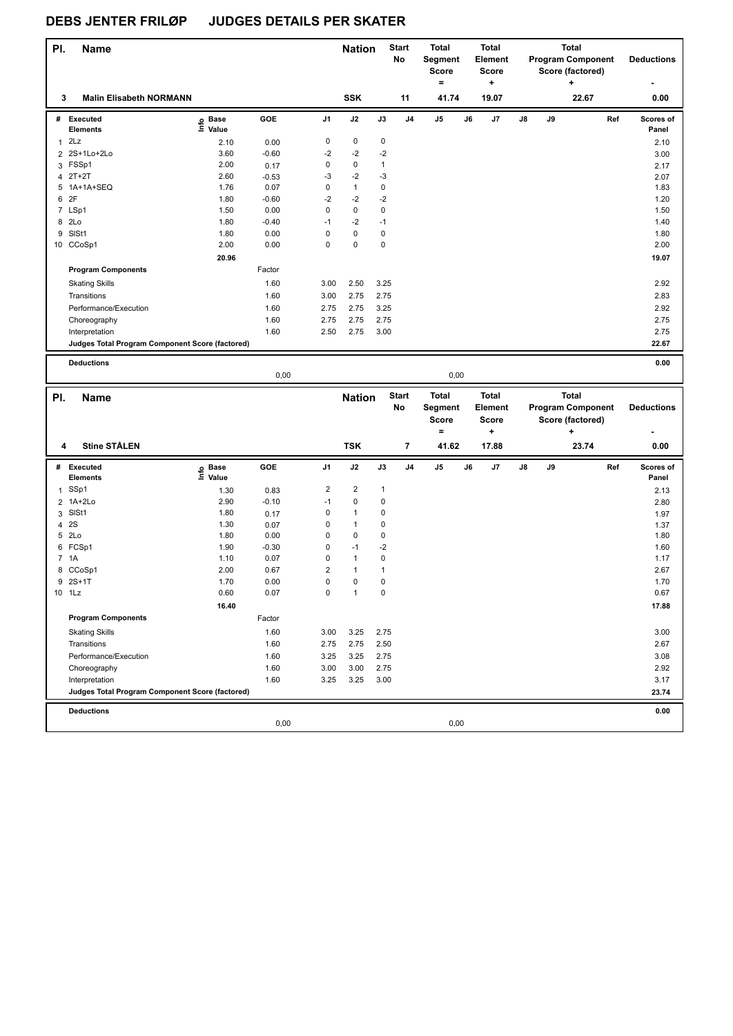# DEBS JENTER FRILØP JUDGES DETAILS PER SKATER

| Pl. | Name | Nation | Start No | Total Segment Score = | Total Element Score + | Total Program Component Score (factored) + | Deductions - |
|---|---|---|---|---|---|---|---|
| 3 | Malin Elisabeth NORMANN | SSK | 11 | 41.74 | 19.07 | 22.67 | 0.00 |

| # | Executed Elements | Info | Base Value | GOE | J1 | J2 | J3 | J4 | J5 | J6 | J7 | J8 | J9 | Ref | Scores of Panel |
|---|---|---|---|---|---|---|---|---|---|---|---|---|---|---|---|
| 1 | 2Lz | | 2.10 | 0.00 | 0 | 0 | 0 | | | | | | | | 2.10 |
| 2 | 2S+1Lo+2Lo | | 3.60 | -0.60 | -2 | -2 | -2 | | | | | | | | 3.00 |
| 3 | FSSp1 | | 2.00 | 0.17 | 0 | 0 | 1 | | | | | | | | 2.17 |
| 4 | 2T+2T | | 2.60 | -0.53 | -3 | -2 | -3 | | | | | | | | 2.07 |
| 5 | 1A+1A+SEQ | | 1.76 | 0.07 | 0 | 1 | 0 | | | | | | | | 1.83 |
| 6 | 2F | | 1.80 | -0.60 | -2 | -2 | -2 | | | | | | | | 1.20 |
| 7 | LSp1 | | 1.50 | 0.00 | 0 | 0 | 0 | | | | | | | | 1.50 |
| 8 | 2Lo | | 1.80 | -0.40 | -1 | -2 | -1 | | | | | | | | 1.40 |
| 9 | SlSt1 | | 1.80 | 0.00 | 0 | 0 | 0 | | | | | | | | 1.80 |
| 10 | CCoSp1 | | 2.00 | 0.00 | 0 | 0 | 0 | | | | | | | | 2.00 |
| | | | 20.96 | | | | | | | | | | | | 19.07 |
| | **Program Components** | | | Factor | | | | | | | | | | | |
| | Skating Skills | | | 1.60 | 3.00 | 2.50 | 3.25 | | | | | | | | 2.92 |
| | Transitions | | | 1.60 | 3.00 | 2.75 | 2.75 | | | | | | | | 2.83 |
| | Performance/Execution | | | 1.60 | 2.75 | 2.75 | 3.25 | | | | | | | | 2.92 |
| | Choreography | | | 1.60 | 2.75 | 2.75 | 2.75 | | | | | | | | 2.75 |
| | Interpretation | | | 1.60 | 2.50 | 2.75 | 3.00 | | | | | | | | 2.75 |
| | **Judges Total Program Component Score (factored)** | | | | | | | | | | | | | | 22.67 |
| | **Deductions** | | | | | | | | | | | | | | 0.00 |
| | | | | 0,00 | | | | | 0,00 | | | | | | |

| Pl. | Name | Nation | Start No | Total Segment Score = | Total Element Score + | Total Program Component Score (factored) + | Deductions - |
|---|---|---|---|---|---|---|---|
| 4 | Stine STÅLEN | TSK | 7 | 41.62 | 17.88 | 23.74 | 0.00 |

| # | Executed Elements | Info | Base Value | GOE | J1 | J2 | J3 | J4 | J5 | J6 | J7 | J8 | J9 | Ref | Scores of Panel |
|---|---|---|---|---|---|---|---|---|---|---|---|---|---|---|---|
| 1 | SSp1 | | 1.30 | 0.83 | 2 | 2 | 1 | | | | | | | | 2.13 |
| 2 | 1A+2Lo | | 2.90 | -0.10 | -1 | 0 | 0 | | | | | | | | 2.80 |
| 3 | SlSt1 | | 1.80 | 0.17 | 0 | 1 | 0 | | | | | | | | 1.97 |
| 4 | 2S | | 1.30 | 0.07 | 0 | 1 | 0 | | | | | | | | 1.37 |
| 5 | 2Lo | | 1.80 | 0.00 | 0 | 0 | 0 | | | | | | | | 1.80 |
| 6 | FCSp1 | | 1.90 | -0.30 | 0 | -1 | -2 | | | | | | | | 1.60 |
| 7 | 1A | | 1.10 | 0.07 | 0 | 1 | 0 | | | | | | | | 1.17 |
| 8 | CCoSp1 | | 2.00 | 0.67 | 2 | 1 | 1 | | | | | | | | 2.67 |
| 9 | 2S+1T | | 1.70 | 0.00 | 0 | 0 | 0 | | | | | | | | 1.70 |
| 10 | 1Lz | | 0.60 | 0.07 | 0 | 1 | 0 | | | | | | | | 0.67 |
| | | | 16.40 | | | | | | | | | | | | 17.88 |
| | **Program Components** | | | Factor | | | | | | | | | | | |
| | Skating Skills | | | 1.60 | 3.00 | 3.25 | 2.75 | | | | | | | | 3.00 |
| | Transitions | | | 1.60 | 2.75 | 2.75 | 2.50 | | | | | | | | 2.67 |
| | Performance/Execution | | | 1.60 | 3.25 | 3.25 | 2.75 | | | | | | | | 3.08 |
| | Choreography | | | 1.60 | 3.00 | 3.00 | 2.75 | | | | | | | | 2.92 |
| | Interpretation | | | 1.60 | 3.25 | 3.25 | 3.00 | | | | | | | | 3.17 |
| | **Judges Total Program Component Score (factored)** | | | | | | | | | | | | | | 23.74 |
| | **Deductions** | | | | | | | | | | | | | | 0.00 |
| | | | | 0,00 | | | | | 0,00 | | | | | | |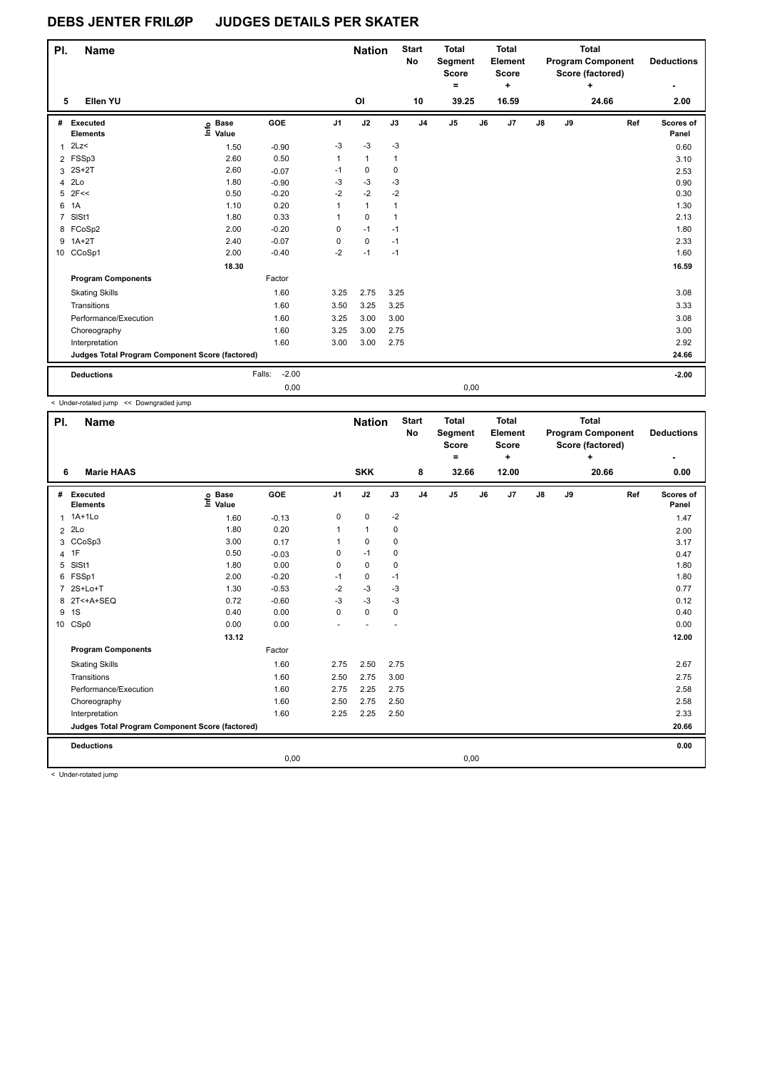# DEBS JENTER FRILØP JUDGES DETAILS PER SKATER

| Pl. | Name | Nation | Start No | Total Segment Score = | Total Element Score + | Total Program Component Score (factored) + | Deductions - |
|---|---|---|---|---|---|---|---|
| 5 | Ellen YU | OI | 10 | 39.25 | 16.59 | 24.66 | 2.00 |

| # | Executed Elements | Info | Base Value | GOE | J1 | J2 | J3 | J4 | J5 | J6 | J7 | J8 | J9 | Ref | Scores of Panel |
|---|---|---|---|---|---|---|---|---|---|---|---|---|---|---|---|
| 1 | 2Lz< | | 1.50 | -0.90 | -3 | -3 | -3 | | | | | | | | 0.60 |
| 2 | FSSp3 | | 2.60 | 0.50 | 1 | 1 | 1 | | | | | | | | 3.10 |
| 3 | 2S+2T | | 2.60 | -0.07 | -1 | 0 | 0 | | | | | | | | 2.53 |
| 4 | 2Lo | | 1.80 | -0.90 | -3 | -3 | -3 | | | | | | | | 0.90 |
| 5 | 2F<< | | 0.50 | -0.20 | -2 | -2 | -2 | | | | | | | | 0.30 |
| 6 | 1A | | 1.10 | 0.20 | 1 | 1 | 1 | | | | | | | | 1.30 |
| 7 | SlSt1 | | 1.80 | 0.33 | 1 | 0 | 1 | | | | | | | | 2.13 |
| 8 | FCoSp2 | | 2.00 | -0.20 | 0 | -1 | -1 | | | | | | | | 1.80 |
| 9 | 1A+2T | | 2.40 | -0.07 | 0 | 0 | -1 | | | | | | | | 2.33 |
| 10 | CCoSp1 | | 2.00 | -0.40 | -2 | -1 | -1 | | | | | | | | 1.60 |
| | | | 18.30 | | | | | | | | | | | | 16.59 |
| | **Program Components** | | | Factor | | | | | | | | | | | |
| | Skating Skills | | | 1.60 | 3.25 | 2.75 | 3.25 | | | | | | | | 3.08 |
| | Transitions | | | 1.60 | 3.50 | 3.25 | 3.25 | | | | | | | | 3.33 |
| | Performance/Execution | | | 1.60 | 3.25 | 3.00 | 3.00 | | | | | | | | 3.08 |
| | Choreography | | | 1.60 | 3.25 | 3.00 | 2.75 | | | | | | | | 3.00 |
| | Interpretation | | | 1.60 | 3.00 | 3.00 | 2.75 | | | | | | | | 2.92 |
| | **Judges Total Program Component Score (factored)** | | | | | | | | | | | | | | 24.66 |
| | **Deductions** | | | Falls: -2.00 | | | | | | | | | | | -2.00 |
| | | | | 0,00 | | | | | 0,00 | | | | | | |

< Under-rotated jump << Downgraded jump

| Pl. | Name | Nation | Start No | Total Segment Score = | Total Element Score + | Total Program Component Score (factored) + | Deductions - |
|---|---|---|---|---|---|---|---|
| 6 | Marie HAAS | SKK | 8 | 32.66 | 12.00 | 20.66 | 0.00 |

| # | Executed Elements | Info | Base Value | GOE | J1 | J2 | J3 | J4 | J5 | J6 | J7 | J8 | J9 | Ref | Scores of Panel |
|---|---|---|---|---|---|---|---|---|---|---|---|---|---|---|---|
| 1 | 1A+1Lo | | 1.60 | -0.13 | 0 | 0 | -2 | | | | | | | | 1.47 |
| 2 | 2Lo | | 1.80 | 0.20 | 1 | 1 | 0 | | | | | | | | 2.00 |
| 3 | CCoSp3 | | 3.00 | 0.17 | 1 | 0 | 0 | | | | | | | | 3.17 |
| 4 | 1F | | 0.50 | -0.03 | 0 | -1 | 0 | | | | | | | | 0.47 |
| 5 | SlSt1 | | 1.80 | 0.00 | 0 | 0 | 0 | | | | | | | | 1.80 |
| 6 | FSSp1 | | 2.00 | -0.20 | -1 | 0 | -1 | | | | | | | | 1.80 |
| 7 | 2S+Lo+T | | 1.30 | -0.53 | -2 | -3 | -3 | | | | | | | | 0.77 |
| 8 | 2T<+A+SEQ | | 0.72 | -0.60 | -3 | -3 | -3 | | | | | | | | 0.12 |
| 9 | 1S | | 0.40 | 0.00 | 0 | 0 | 0 | | | | | | | | 0.40 |
| 10 | CSp0 | | 0.00 | 0.00 | - | - | - | | | | | | | | 0.00 |
| | | | 13.12 | | | | | | | | | | | | 12.00 |
| | **Program Components** | | | Factor | | | | | | | | | | | |
| | Skating Skills | | | 1.60 | 2.75 | 2.50 | 2.75 | | | | | | | | 2.67 |
| | Transitions | | | 1.60 | 2.50 | 2.75 | 3.00 | | | | | | | | 2.75 |
| | Performance/Execution | | | 1.60 | 2.75 | 2.25 | 2.75 | | | | | | | | 2.58 |
| | Choreography | | | 1.60 | 2.50 | 2.75 | 2.50 | | | | | | | | 2.58 |
| | Interpretation | | | 1.60 | 2.25 | 2.25 | 2.50 | | | | | | | | 2.33 |
| | **Judges Total Program Component Score (factored)** | | | | | | | | | | | | | | 20.66 |
| | **Deductions** | | | | | | | | | | | | | | 0.00 |
| | | | | 0,00 | | | | | 0,00 | | | | | | |

< Under-rotated jump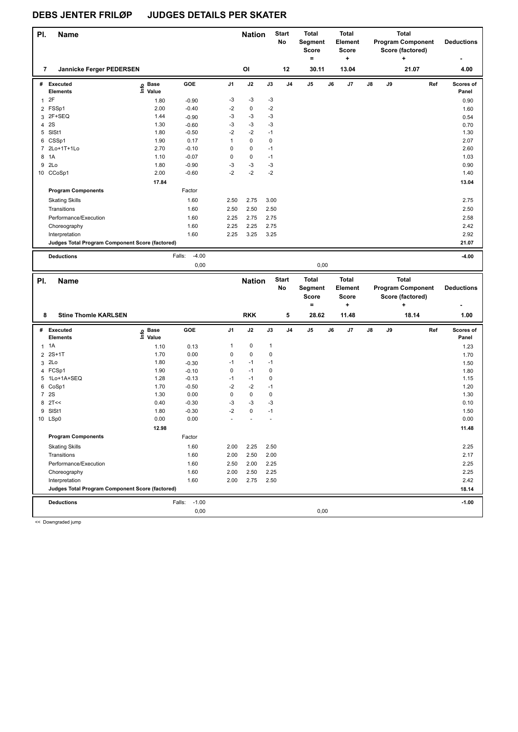# DEBS JENTER FRILØP JUDGES DETAILS PER SKATER

| Pl. | Name | Nation | Start No | Total Segment Score = | Total Element Score + | Total Program Component Score (factored) + | Deductions - |
|---|---|---|---|---|---|---|---|
| 7 | Jannicke Ferger PEDERSEN | OI | 12 | 30.11 | 13.04 | 21.07 | 4.00 |

| # | Executed Elements | Info | Base Value | GOE | J1 | J2 | J3 | J4 | J5 | J6 | J7 | J8 | J9 | Ref | Scores of Panel |
|---|---|---|---|---|---|---|---|---|---|---|---|---|---|---|---|
| 1 | 2F | | 1.80 | -0.90 | -3 | -3 | -3 | | | | | | | | 0.90 |
| 2 | FSSp1 | | 2.00 | -0.40 | -2 | 0 | -2 | | | | | | | | 1.60 |
| 3 | 2F+SEQ | | 1.44 | -0.90 | -3 | -3 | -3 | | | | | | | | 0.54 |
| 4 | 2S | | 1.30 | -0.60 | -3 | -3 | -3 | | | | | | | | 0.70 |
| 5 | SlSt1 | | 1.80 | -0.50 | -2 | -2 | -1 | | | | | | | | 1.30 |
| 6 | CSSp1 | | 1.90 | 0.17 | 1 | 0 | 0 | | | | | | | | 2.07 |
| 7 | 2Lo+1T+1Lo | | 2.70 | -0.10 | 0 | 0 | -1 | | | | | | | | 2.60 |
| 8 | 1A | | 1.10 | -0.07 | 0 | 0 | -1 | | | | | | | | 1.03 |
| 9 | 2Lo | | 1.80 | -0.90 | -3 | -3 | -3 | | | | | | | | 0.90 |
| 10 | CCoSp1 | | 2.00 | -0.60 | -2 | -2 | -2 | | | | | | | | 1.40 |
| | | | 17.84 | | | | | | | | | | | | 13.04 |

| Program Components | Factor | J1 | J2 | J3 | J4 | J5 | J6 | J7 | J8 | J9 | Scores of Panel |
|---|---|---|---|---|---|---|---|---|---|---|---|
| Skating Skills | 1.60 | 2.50 | 2.75 | 3.00 | | | | | | | 2.75 |
| Transitions | 1.60 | 2.50 | 2.50 | 2.50 | | | | | | | 2.50 |
| Performance/Execution | 1.60 | 2.25 | 2.75 | 2.75 | | | | | | | 2.58 |
| Choreography | 1.60 | 2.25 | 2.25 | 2.75 | | | | | | | 2.42 |
| Interpretation | 1.60 | 2.25 | 3.25 | 3.25 | | | | | | | 2.92 |
| Judges Total Program Component Score (factored) | | | | | | | | | | | 21.07 |

| Deductions | Falls: | -4.00 | | -4.00 |
|---|---|---|---|---|
| | | 0,00 | 0,00 | |

| Pl. | Name | Nation | Start No | Total Segment Score = | Total Element Score + | Total Program Component Score (factored) + | Deductions - |
|---|---|---|---|---|---|---|---|
| 8 | Stine Thomle KARLSEN | RKK | 5 | 28.62 | 11.48 | 18.14 | 1.00 |

| # | Executed Elements | Info | Base Value | GOE | J1 | J2 | J3 | J4 | J5 | J6 | J7 | J8 | J9 | Ref | Scores of Panel |
|---|---|---|---|---|---|---|---|---|---|---|---|---|---|---|---|
| 1 | 1A | | 1.10 | 0.13 | 1 | 0 | 1 | | | | | | | | 1.23 |
| 2 | 2S+1T | | 1.70 | 0.00 | 0 | 0 | 0 | | | | | | | | 1.70 |
| 3 | 2Lo | | 1.80 | -0.30 | -1 | -1 | -1 | | | | | | | | 1.50 |
| 4 | FCSp1 | | 1.90 | -0.10 | 0 | -1 | 0 | | | | | | | | 1.80 |
| 5 | 1Lo+1A+SEQ | | 1.28 | -0.13 | -1 | -1 | 0 | | | | | | | | 1.15 |
| 6 | CoSp1 | | 1.70 | -0.50 | -2 | -2 | -1 | | | | | | | | 1.20 |
| 7 | 2S | | 1.30 | 0.00 | 0 | 0 | 0 | | | | | | | | 1.30 |
| 8 | 2T<< | | 0.40 | -0.30 | -3 | -3 | -3 | | | | | | | | 0.10 |
| 9 | SlSt1 | | 1.80 | -0.30 | -2 | 0 | -1 | | | | | | | | 1.50 |
| 10 | LSp0 | | 0.00 | 0.00 | - | - | - | | | | | | | | 0.00 |
| | | | 12.98 | | | | | | | | | | | | 11.48 |

| Program Components | Factor | J1 | J2 | J3 | J4 | J5 | J6 | J7 | J8 | J9 | Scores of Panel |
|---|---|---|---|---|---|---|---|---|---|---|---|
| Skating Skills | 1.60 | 2.00 | 2.25 | 2.50 | | | | | | | 2.25 |
| Transitions | 1.60 | 2.00 | 2.50 | 2.00 | | | | | | | 2.17 |
| Performance/Execution | 1.60 | 2.50 | 2.00 | 2.25 | | | | | | | 2.25 |
| Choreography | 1.60 | 2.00 | 2.50 | 2.25 | | | | | | | 2.25 |
| Interpretation | 1.60 | 2.00 | 2.75 | 2.50 | | | | | | | 2.42 |
| Judges Total Program Component Score (factored) | | | | | | | | | | | 18.14 |

| Deductions | Falls: | -1.00 | | -1.00 |
|---|---|---|---|---|
| | | 0,00 | 0,00 | |

<< Downgraded jump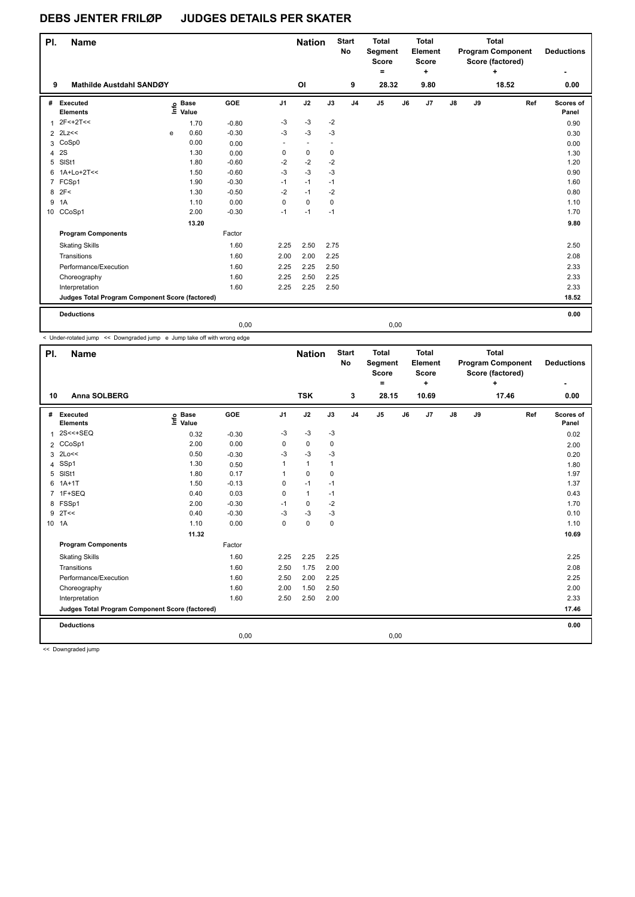# DEBS JENTER FRILØP JUDGES DETAILS PER SKATER

| Pl. | Name | Nation | Start No | Total Segment Score = | Total Element Score + | Total Program Component Score (factored) + | Deductions - |
|---|---|---|---|---|---|---|---|
| 9 | Mathilde Austdahl SANDØY | OI | 9 | 28.32 | 9.80 | 18.52 | 0.00 |

| # | Executed Elements | Info | Base Value | GOE | J1 | J2 | J3 | J4 | J5 | J6 | J7 | J8 | J9 | Ref | Scores of Panel |
|---|---|---|---|---|---|---|---|---|---|---|---|---|---|---|---|
| 1 | 2F<+2T<< | | 1.70 | -0.80 | -3 | -3 | -2 | | | | | | | | 0.90 |
| 2 | 2Lz<< | e | 0.60 | -0.30 | -3 | -3 | -3 | | | | | | | | 0.30 |
| 3 | CoSp0 | | 0.00 | 0.00 | - | - | - | | | | | | | | 0.00 |
| 4 | 2S | | 1.30 | 0.00 | 0 | 0 | 0 | | | | | | | | 1.30 |
| 5 | SlSt1 | | 1.80 | -0.60 | -2 | -2 | -2 | | | | | | | | 1.20 |
| 6 | 1A+Lo+2T<< | | 1.50 | -0.60 | -3 | -3 | -3 | | | | | | | | 0.90 |
| 7 | FCSp1 | | 1.90 | -0.30 | -1 | -1 | -1 | | | | | | | | 1.60 |
| 8 | 2F< | | 1.30 | -0.50 | -2 | -1 | -2 | | | | | | | | 0.80 |
| 9 | 1A | | 1.10 | 0.00 | 0 | 0 | 0 | | | | | | | | 1.10 |
| 10 | CCoSp1 | | 2.00 | -0.30 | -1 | -1 | -1 | | | | | | | | 1.70 |
| | | | 13.20 | | | | | | | | | | | | 9.80 |
| | **Program Components** | | | Factor | | | | | | | | | | | |
| | Skating Skills | | | 1.60 | 2.25 | 2.50 | 2.75 | | | | | | | | 2.50 |
| | Transitions | | | 1.60 | 2.00 | 2.00 | 2.25 | | | | | | | | 2.08 |
| | Performance/Execution | | | 1.60 | 2.25 | 2.25 | 2.50 | | | | | | | | 2.33 |
| | Choreography | | | 1.60 | 2.25 | 2.50 | 2.25 | | | | | | | | 2.33 |
| | Interpretation | | | 1.60 | 2.25 | 2.25 | 2.50 | | | | | | | | 2.33 |
| | **Judges Total Program Component Score (factored)** | | | | | | | | | | | | | | 18.52 |
| | **Deductions** | | | | | | | | | | | | | | 0.00 |
| | | | | 0,00 | | | | | 0,00 | | | | | | |

< Under-rotated jump << Downgraded jump e Jump take off with wrong edge

| Pl. | Name | Nation | Start No | Total Segment Score = | Total Element Score + | Total Program Component Score (factored) + | Deductions - |
|---|---|---|---|---|---|---|---|
| 10 | Anna SOLBERG | TSK | 3 | 28.15 | 10.69 | 17.46 | 0.00 |

| # | Executed Elements | Info | Base Value | GOE | J1 | J2 | J3 | J4 | J5 | J6 | J7 | J8 | J9 | Ref | Scores of Panel |
|---|---|---|---|---|---|---|---|---|---|---|---|---|---|---|---|
| 1 | 2S<<+SEQ | | 0.32 | -0.30 | -3 | -3 | -3 | | | | | | | | 0.02 |
| 2 | CCoSp1 | | 2.00 | 0.00 | 0 | 0 | 0 | | | | | | | | 2.00 |
| 3 | 2Lo<< | | 0.50 | -0.30 | -3 | -3 | -3 | | | | | | | | 0.20 |
| 4 | SSp1 | | 1.30 | 0.50 | 1 | 1 | 1 | | | | | | | | 1.80 |
| 5 | SlSt1 | | 1.80 | 0.17 | 1 | 0 | 0 | | | | | | | | 1.97 |
| 6 | 1A+1T | | 1.50 | -0.13 | 0 | -1 | -1 | | | | | | | | 1.37 |
| 7 | 1F+SEQ | | 0.40 | 0.03 | 0 | 1 | -1 | | | | | | | | 0.43 |
| 8 | FSSp1 | | 2.00 | -0.30 | -1 | 0 | -2 | | | | | | | | 1.70 |
| 9 | 2T<< | | 0.40 | -0.30 | -3 | -3 | -3 | | | | | | | | 0.10 |
| 10 | 1A | | 1.10 | 0.00 | 0 | 0 | 0 | | | | | | | | 1.10 |
| | | | 11.32 | | | | | | | | | | | | 10.69 |
| | **Program Components** | | | Factor | | | | | | | | | | | |
| | Skating Skills | | | 1.60 | 2.25 | 2.25 | 2.25 | | | | | | | | 2.25 |
| | Transitions | | | 1.60 | 2.50 | 1.75 | 2.00 | | | | | | | | 2.08 |
| | Performance/Execution | | | 1.60 | 2.50 | 2.00 | 2.25 | | | | | | | | 2.25 |
| | Choreography | | | 1.60 | 2.00 | 1.50 | 2.50 | | | | | | | | 2.00 |
| | Interpretation | | | 1.60 | 2.50 | 2.50 | 2.00 | | | | | | | | 2.33 |
| | **Judges Total Program Component Score (factored)** | | | | | | | | | | | | | | 17.46 |
| | **Deductions** | | | | | | | | | | | | | | 0.00 |
| | | | | 0,00 | | | | | 0,00 | | | | | | |

<< Downgraded jump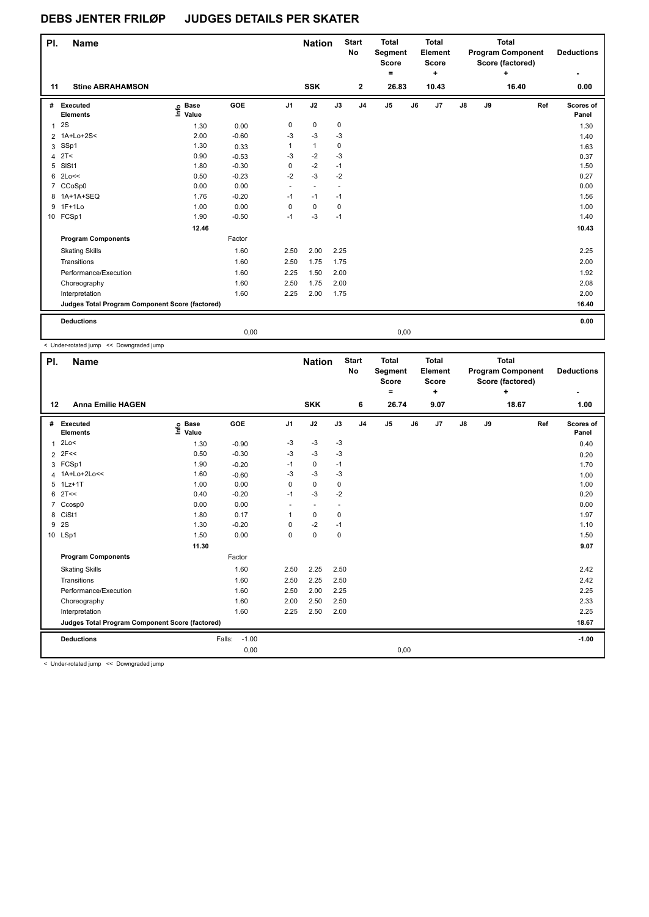# DEBS JENTER FRILØP JUDGES DETAILS PER SKATER

| Pl. | Name | Nation | Start No | Total Segment Score = | Total Element Score + | Total Program Component Score (factored) + | Deductions - |
|---|---|---|---|---|---|---|---|
| 11 | Stine ABRAHAMSON | SSK | 2 | 26.83 | 10.43 | 16.40 | 0.00 |

| # | Executed Elements | Info | Base Value | GOE | J1 | J2 | J3 | J4 | J5 | J6 | J7 | J8 | J9 | Ref | Scores of Panel |
|---|---|---|---|---|---|---|---|---|---|---|---|---|---|---|---|
| 1 | 2S | | 1.30 | 0.00 | 0 | 0 | 0 | | | | | | | | 1.30 |
| 2 | 1A+Lo+2S< | | 2.00 | -0.60 | -3 | -3 | -3 | | | | | | | | 1.40 |
| 3 | SSp1 | | 1.30 | 0.33 | 1 | 1 | 0 | | | | | | | | 1.63 |
| 4 | 2T< | | 0.90 | -0.53 | -3 | -2 | -3 | | | | | | | | 0.37 |
| 5 | SlSt1 | | 1.80 | -0.30 | 0 | -2 | -1 | | | | | | | | 1.50 |
| 6 | 2Lo<< | | 0.50 | -0.23 | -2 | -3 | -2 | | | | | | | | 0.27 |
| 7 | CCoSp0 | | 0.00 | 0.00 | - | - | - | | | | | | | | 0.00 |
| 8 | 1A+1A+SEQ | | 1.76 | -0.20 | -1 | -1 | -1 | | | | | | | | 1.56 |
| 9 | 1F+1Lo | | 1.00 | 0.00 | 0 | 0 | 0 | | | | | | | | 1.00 |
| 10 | FCSp1 | | 1.90 | -0.50 | -1 | -3 | -1 | | | | | | | | 1.40 |
| | | | 12.46 | | | | | | | | | | | | 10.43 |

| Program Components | Factor | J1 | J2 | J3 | Scores of Panel |
|---|---|---|---|---|---|
| Skating Skills | 1.60 | 2.50 | 2.00 | 2.25 | 2.25 |
| Transitions | 1.60 | 2.50 | 1.75 | 1.75 | 2.00 |
| Performance/Execution | 1.60 | 2.25 | 1.50 | 2.00 | 1.92 |
| Choreography | 1.60 | 2.50 | 1.75 | 2.00 | 2.08 |
| Interpretation | 1.60 | 2.25 | 2.00 | 1.75 | 2.00 |
| Judges Total Program Component Score (factored) | | | | | 16.40 |

| Deductions | | | 0.00 |
|---|---|---|---|
| | 0,00 | 0,00 | |

< Under-rotated jump << Downgraded jump

| Pl. | Name | Nation | Start No | Total Segment Score = | Total Element Score + | Total Program Component Score (factored) + | Deductions - |
|---|---|---|---|---|---|---|---|
| 12 | Anna Emilie HAGEN | SKK | 6 | 26.74 | 9.07 | 18.67 | 1.00 |

| # | Executed Elements | Info | Base Value | GOE | J1 | J2 | J3 | J4 | J5 | J6 | J7 | J8 | J9 | Ref | Scores of Panel |
|---|---|---|---|---|---|---|---|---|---|---|---|---|---|---|---|
| 1 | 2Lo< | | 1.30 | -0.90 | -3 | -3 | -3 | | | | | | | | 0.40 |
| 2 | 2F<< | | 0.50 | -0.30 | -3 | -3 | -3 | | | | | | | | 0.20 |
| 3 | FCSp1 | | 1.90 | -0.20 | -1 | 0 | -1 | | | | | | | | 1.70 |
| 4 | 1A+Lo+2Lo<< | | 1.60 | -0.60 | -3 | -3 | -3 | | | | | | | | 1.00 |
| 5 | 1Lz+1T | | 1.00 | 0.00 | 0 | 0 | 0 | | | | | | | | 1.00 |
| 6 | 2T<< | | 0.40 | -0.20 | -1 | -3 | -2 | | | | | | | | 0.20 |
| 7 | Ccosp0 | | 0.00 | 0.00 | - | - | - | | | | | | | | 0.00 |
| 8 | CiSt1 | | 1.80 | 0.17 | 1 | 0 | 0 | | | | | | | | 1.97 |
| 9 | 2S | | 1.30 | -0.20 | 0 | -2 | -1 | | | | | | | | 1.10 |
| 10 | LSp1 | | 1.50 | 0.00 | 0 | 0 | 0 | | | | | | | | 1.50 |
| | | | 11.30 | | | | | | | | | | | | 9.07 |

| Program Components | Factor | J1 | J2 | J3 | Scores of Panel |
|---|---|---|---|---|---|
| Skating Skills | 1.60 | 2.50 | 2.25 | 2.50 | 2.42 |
| Transitions | 1.60 | 2.50 | 2.25 | 2.50 | 2.42 |
| Performance/Execution | 1.60 | 2.50 | 2.00 | 2.25 | 2.25 |
| Choreography | 1.60 | 2.00 | 2.50 | 2.50 | 2.33 |
| Interpretation | 1.60 | 2.25 | 2.50 | 2.00 | 2.25 |
| Judges Total Program Component Score (factored) | | | | | 18.67 |

| Deductions | Falls: -1.00 | | -1.00 |
|---|---|---|---|
| | 0,00 | 0,00 | |

< Under-rotated jump << Downgraded jump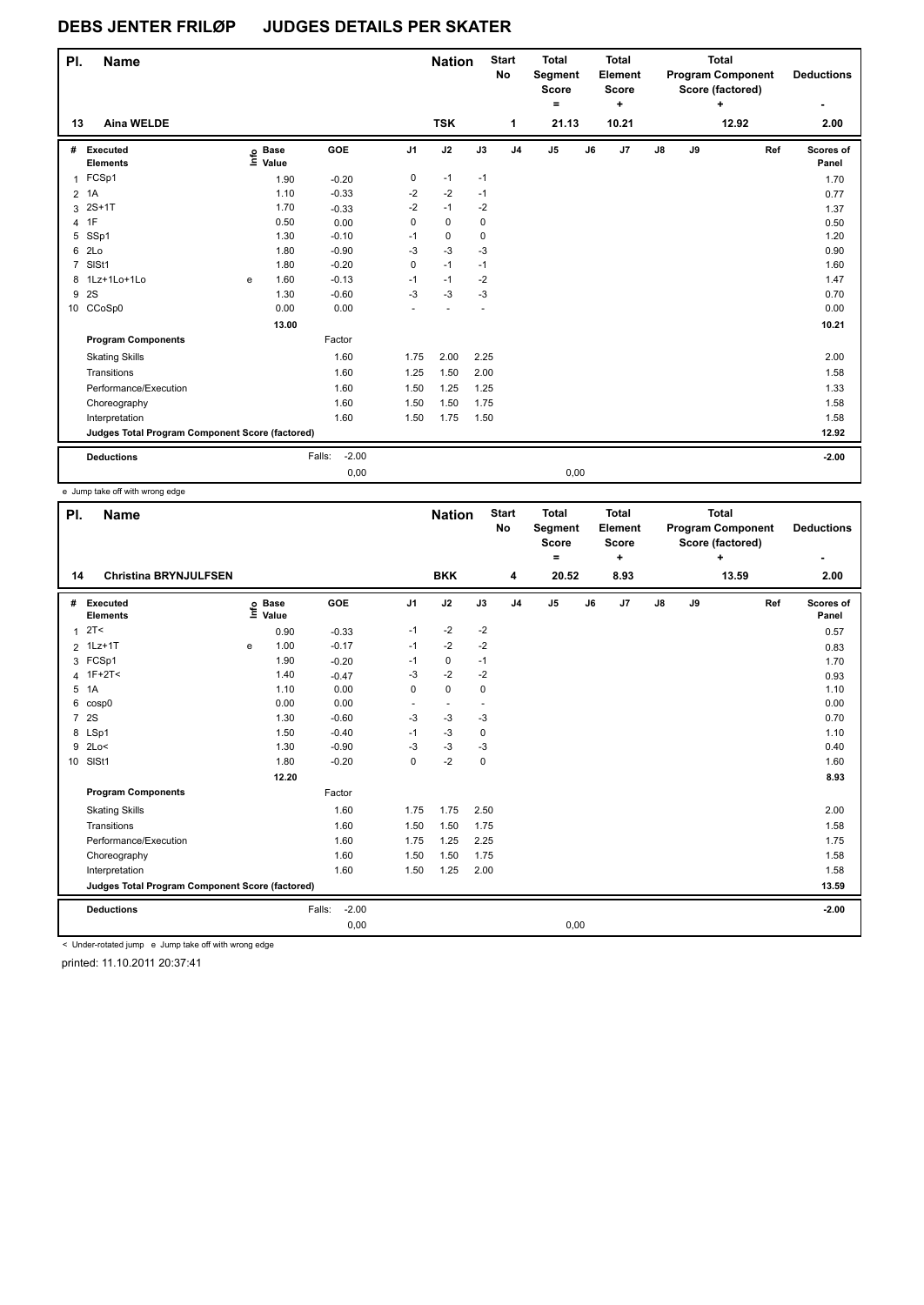# DEBS JENTER FRILØP JUDGES DETAILS PER SKATER

| Pl. | Name | Nation | Start No | Total Segment Score = | Total Element Score + | Total Program Component Score (factored) + | Deductions - |
|---|---|---|---|---|---|---|---|
| 13 | Aina WELDE | TSK | 1 | 21.13 | 10.21 | 12.92 | 2.00 |

| # | Executed Elements | Info | Base Value | GOE | J1 | J2 | J3 | J4 | J5 | J6 | J7 | J8 | J9 | Ref | Scores of Panel |
|---|---|---|---|---|---|---|---|---|---|---|---|---|---|---|---|
| 1 | FCSp1 | | 1.90 | -0.20 | 0 | -1 | -1 | | | | | | | | 1.70 |
| 2 | 1A | | 1.10 | -0.33 | -2 | -2 | -1 | | | | | | | | 0.77 |
| 3 | 2S+1T | | 1.70 | -0.33 | -2 | -1 | -2 | | | | | | | | 1.37 |
| 4 | 1F | | 0.50 | 0.00 | 0 | 0 | 0 | | | | | | | | 0.50 |
| 5 | SSp1 | | 1.30 | -0.10 | -1 | 0 | 0 | | | | | | | | 1.20 |
| 6 | 2Lo | | 1.80 | -0.90 | -3 | -3 | -3 | | | | | | | | 0.90 |
| 7 | SlSt1 | | 1.80 | -0.20 | 0 | -1 | -1 | | | | | | | | 1.60 |
| 8 | 1Lz+1Lo+1Lo | e | 1.60 | -0.13 | -1 | -1 | -2 | | | | | | | | 1.47 |
| 9 | 2S | | 1.30 | -0.60 | -3 | -3 | -3 | | | | | | | | 0.70 |
| 10 | CCoSp0 | | 0.00 | 0.00 | - | - | - | | | | | | | | 0.00 |
| | | | 13.00 | | | | | | | | | | | | 10.21 |

| Program Components | Factor | J1 | J2 | J3 | Scores of Panel |
|---|---|---|---|---|---|
| Skating Skills | 1.60 | 1.75 | 2.00 | 2.25 | 2.00 |
| Transitions | 1.60 | 1.25 | 1.50 | 2.00 | 1.58 |
| Performance/Execution | 1.60 | 1.50 | 1.25 | 1.25 | 1.33 |
| Choreography | 1.60 | 1.50 | 1.50 | 1.75 | 1.58 |
| Interpretation | 1.60 | 1.50 | 1.75 | 1.50 | 1.58 |
| Judges Total Program Component Score (factored) | | | | | 12.92 |

| Deductions | Falls: -2.00 | | -2.00 |
|---|---|---|---|
| | 0,00 | 0,00 | |

e Jump take off with wrong edge

| Pl. | Name | Nation | Start No | Total Segment Score = | Total Element Score + | Total Program Component Score (factored) + | Deductions - |
|---|---|---|---|---|---|---|---|
| 14 | Christina BRYNJULFSEN | BKK | 4 | 20.52 | 8.93 | 13.59 | 2.00 |

| # | Executed Elements | Info | Base Value | GOE | J1 | J2 | J3 | J4 | J5 | J6 | J7 | J8 | J9 | Ref | Scores of Panel |
|---|---|---|---|---|---|---|---|---|---|---|---|---|---|---|---|
| 1 | 2T< | | 0.90 | -0.33 | -1 | -2 | -2 | | | | | | | | 0.57 |
| 2 | 1Lz+1T | e | 1.00 | -0.17 | -1 | -2 | -2 | | | | | | | | 0.83 |
| 3 | FCSp1 | | 1.90 | -0.20 | -1 | 0 | -1 | | | | | | | | 1.70 |
| 4 | 1F+2T< | | 1.40 | -0.47 | -3 | -2 | -2 | | | | | | | | 0.93 |
| 5 | 1A | | 1.10 | 0.00 | 0 | 0 | 0 | | | | | | | | 1.10 |
| 6 | cosp0 | | 0.00 | 0.00 | - | - | - | | | | | | | | 0.00 |
| 7 | 2S | | 1.30 | -0.60 | -3 | -3 | -3 | | | | | | | | 0.70 |
| 8 | LSp1 | | 1.50 | -0.40 | -1 | -3 | 0 | | | | | | | | 1.10 |
| 9 | 2Lo< | | 1.30 | -0.90 | -3 | -3 | -3 | | | | | | | | 0.40 |
| 10 | SlSt1 | | 1.80 | -0.20 | 0 | -2 | 0 | | | | | | | | 1.60 |
| | | | 12.20 | | | | | | | | | | | | 8.93 |

| Program Components | Factor | J1 | J2 | J3 | Scores of Panel |
|---|---|---|---|---|---|
| Skating Skills | 1.60 | 1.75 | 1.75 | 2.50 | 2.00 |
| Transitions | 1.60 | 1.50 | 1.50 | 1.75 | 1.58 |
| Performance/Execution | 1.60 | 1.75 | 1.25 | 2.25 | 1.75 |
| Choreography | 1.60 | 1.50 | 1.50 | 1.75 | 1.58 |
| Interpretation | 1.60 | 1.50 | 1.25 | 2.00 | 1.58 |
| Judges Total Program Component Score (factored) | | | | | 13.59 |

| Deductions | Falls: -2.00 | | -2.00 |
|---|---|---|---|
| | 0,00 | 0,00 | |

< Under-rotated jump e Jump take off with wrong edge

printed: 11.10.2011 20:37:41